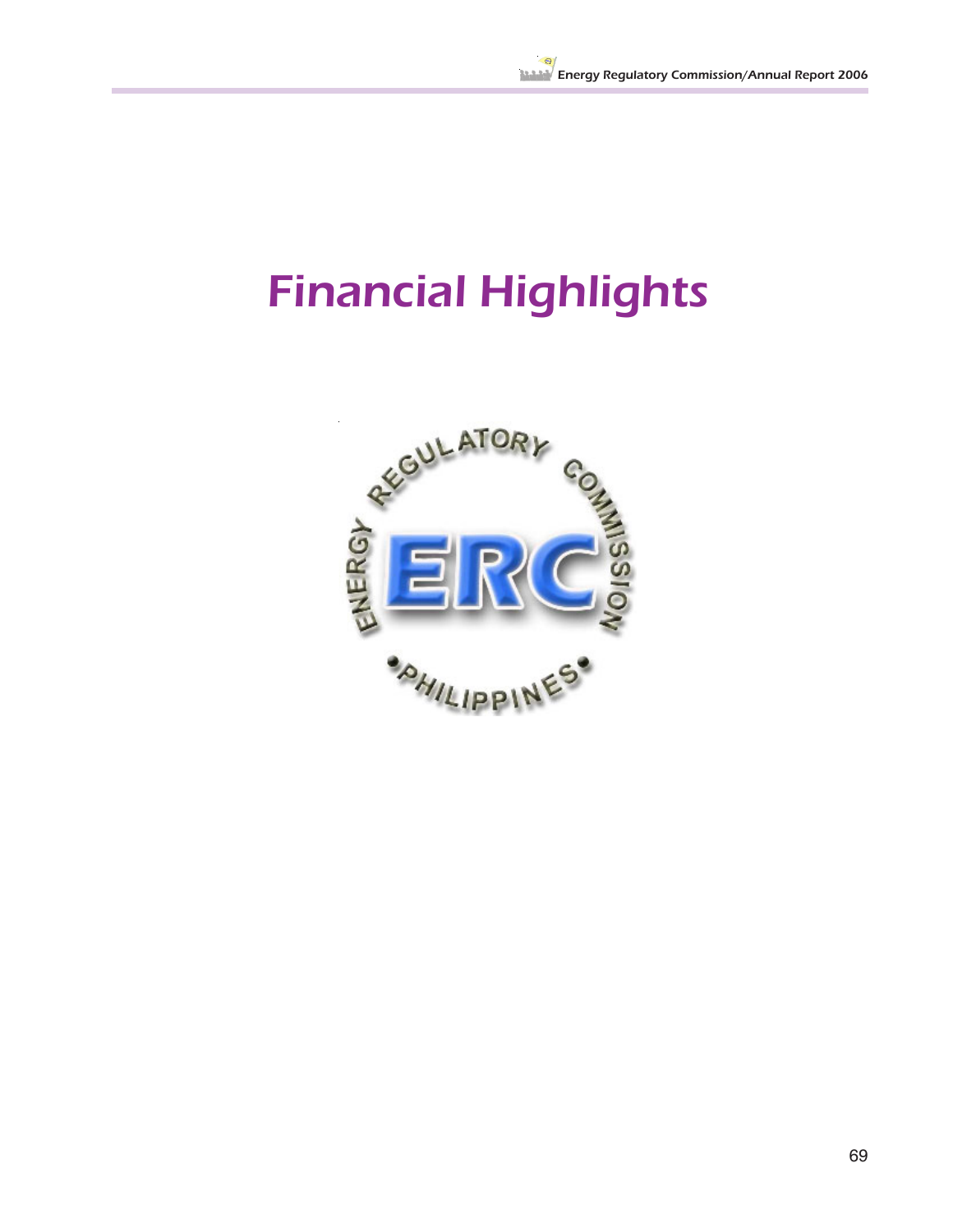# Financial Highlights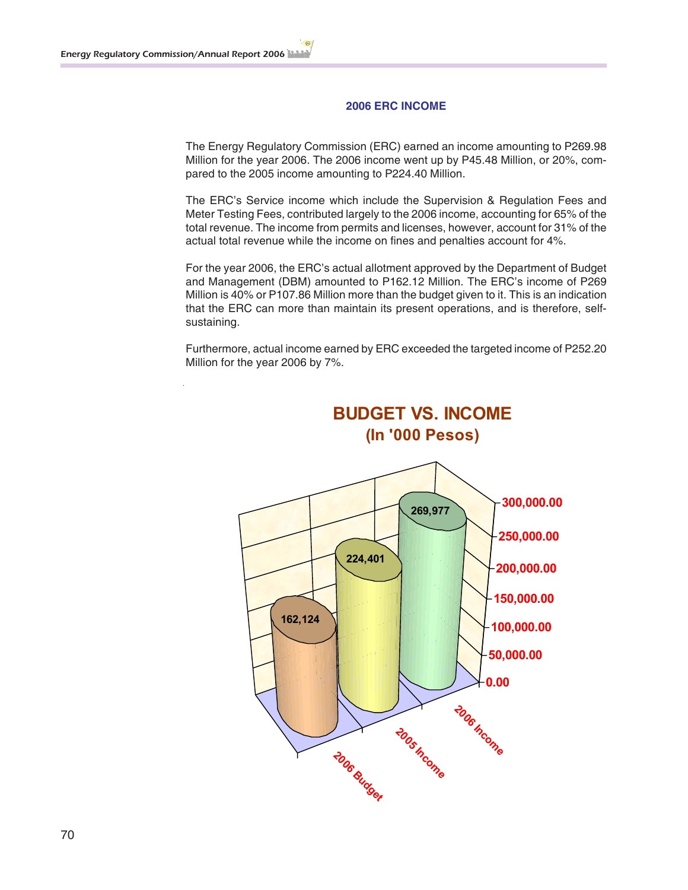## 2006 ERC INCOME

The Energy Regulatory Commission (ERC) earned an income amounting to P269.98 Million for the year 2006. The 2006 income went up by P45.48 Million, or 20%, compared to the 2005 income amounting to P224.40 Million.

The ERC's Service income which include the Supervision & Regulation Fees and Meter Testing Fees, contributed largely to the 2006 income, accounting for 65% of the total revenue. The income from permits and licenses, however, account for 31% of the actual total revenue while the income on fines and penalties account for 4%.

For the year 2006, the ERC's actual allotment approved by the Department of Budget and Management (DBM) amounted to P162.12 Million. The ERC's income of P269 Million is 40% or P107.86 Million more than the budget given to it. This is an indication that the ERC can more than maintain its present operations, and is therefore, self-sustaining.

Furthermore, actual income earned by ERC exceeded the targeted income of P252.20 Million for the year 2006 by 7%.

### BUDGET VS. INCOME
### (In '000 Pesos)

| | Amount |
|---|---|
| 2006 Budget | 162,124 |
| 2005 Income | 224,401 |
| 2006 Income | 269,977 |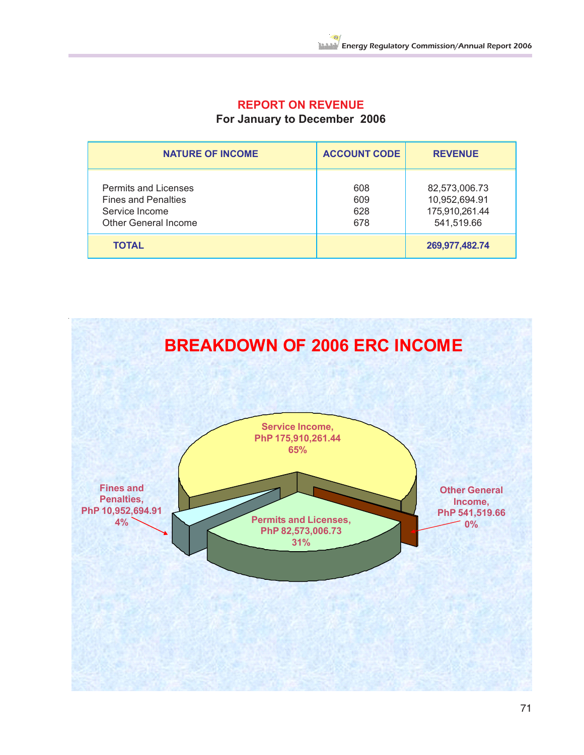## REPORT ON REVENUE

**For January to December 2006**

| NATURE OF INCOME | ACCOUNT CODE | REVENUE |
|---|---|---|
| Permits and Licenses | 608 | 82,573,006.73 |
| Fines and Penalties | 609 | 10,952,694.91 |
| Service Income | 628 | 175,910,261.44 |
| Other General Income | 678 | 541,519.66 |
| **TOTAL** | | **269,977,482.74** |

## BREAKDOWN OF 2006 ERC INCOME

Service Income, PhP 175,910,261.44 65%

Permits and Licenses, PhP 82,573,006.73 31%

Fines and Penalties, PhP 10,952,694.91 4%

Other General Income, PhP 541,519.66 0%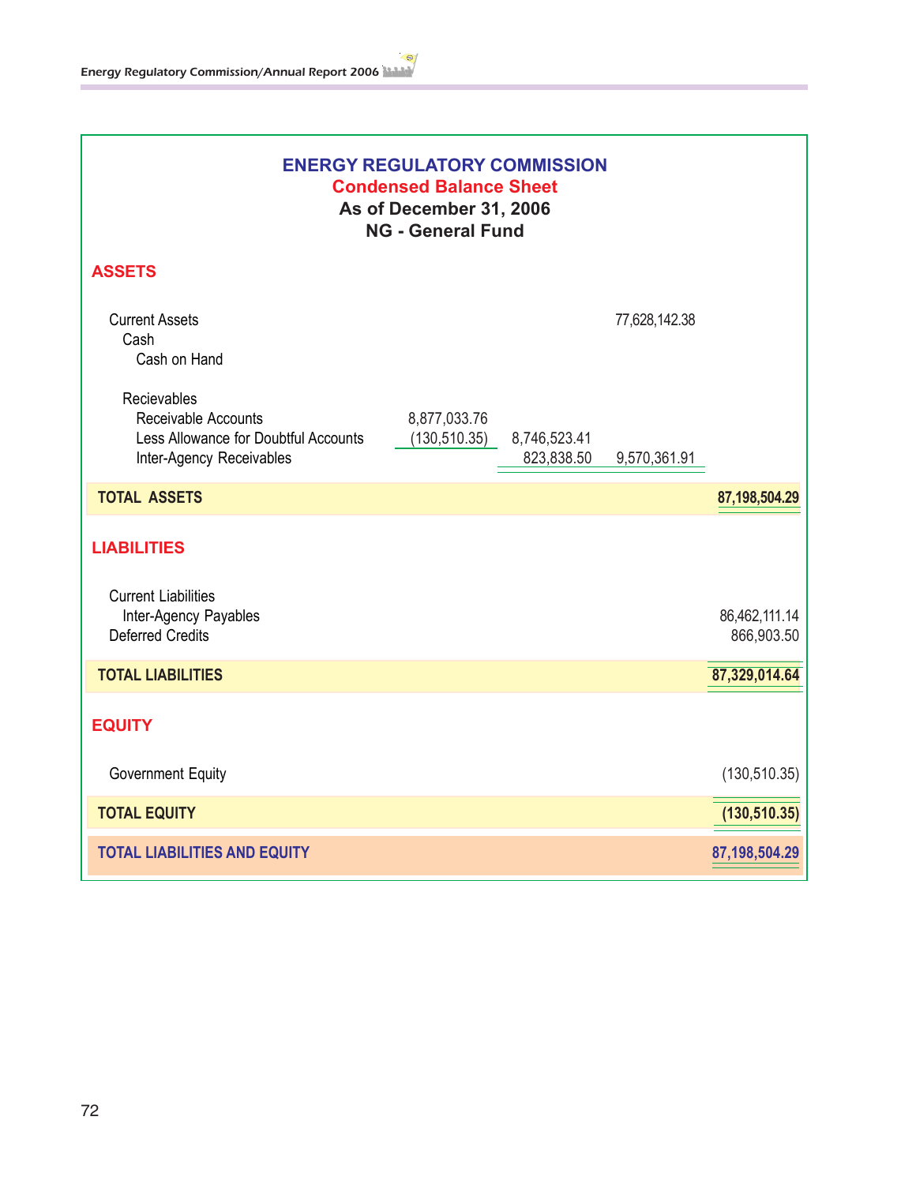# ENERGY REGULATORY COMMISSION

## Condensed Balance Sheet

### As of December 31, 2006

### NG - General Fund

| | | | | |
|---|---|---|---|---|
| **ASSETS** | | | | |
| Current Assets | | | 77,628,142.38 | |
| Cash | | | | |
| Cash on Hand | | | | |
| Recievables | | | | |
| Receivable Accounts | 8,877,033.76 | | | |
| Less Allowance for Doubtful Accounts | (130,510.35) | 8,746,523.41 | | |
| Inter-Agency Receivables | | 823,838.50 | 9,570,361.91 | |
| **TOTAL ASSETS** | | | | **87,198,504.29** |
| **LIABILITIES** | | | | |
| Current Liabilities | | | | |
| Inter-Agency Payables | | | | 86,462,111.14 |
| Deferred Credits | | | | 866,903.50 |
| **TOTAL LIABILITIES** | | | | **87,329,014.64** |
| **EQUITY** | | | | |
| Government Equity | | | | (130,510.35) |
| **TOTAL EQUITY** | | | | **(130,510.35)** |
| **TOTAL LIABILITIES AND EQUITY** | | | | **87,198,504.29** |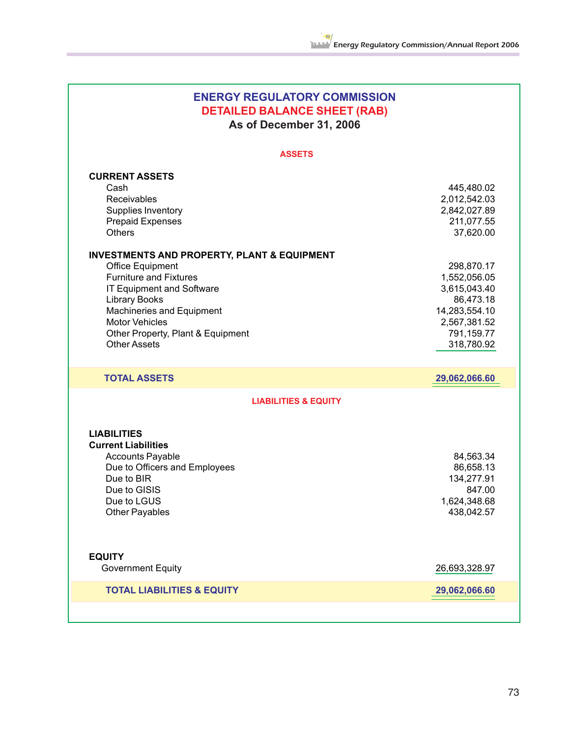# ENERGY REGULATORY COMMISSION

## DETAILED BALANCE SHEET (RAB)

### As of December 31, 2006

**ASSETS**

| | |
|---|---:|
| **CURRENT ASSETS** | |
| Cash | 445,480.02 |
| Receivables | 2,012,542.03 |
| Supplies Inventory | 2,842,027.89 |
| Prepaid Expenses | 211,077.55 |
| Others | 37,620.00 |
| **INVESTMENTS AND PROPERTY, PLANT & EQUIPMENT** | |
| Office Equipment | 298,870.17 |
| Furniture and Fixtures | 1,552,056.05 |
| IT Equipment and Software | 3,615,043.40 |
| Library Books | 86,473.18 |
| Machineries and Equipment | 14,283,554.10 |
| Motor Vehicles | 2,567,381.52 |
| Other Property, Plant & Equipment | 791,159.77 |
| Other Assets | 318,780.92 |
| **TOTAL ASSETS** | **29,062,066.60** |

**LIABILITIES & EQUITY**

| | |
|---|---:|
| **LIABILITIES** | |
| **Current Liabilities** | |
| Accounts Payable | 84,563.34 |
| Due to Officers and Employees | 86,658.13 |
| Due to BIR | 134,277.91 |
| Due to GISIS | 847.00 |
| Due to LGUS | 1,624,348.68 |
| Other Payables | 438,042.57 |
| **EQUITY** | |
| Government Equity | 26,693,328.97 |
| **TOTAL LIABILITIES & EQUITY** | **29,062,066.60** |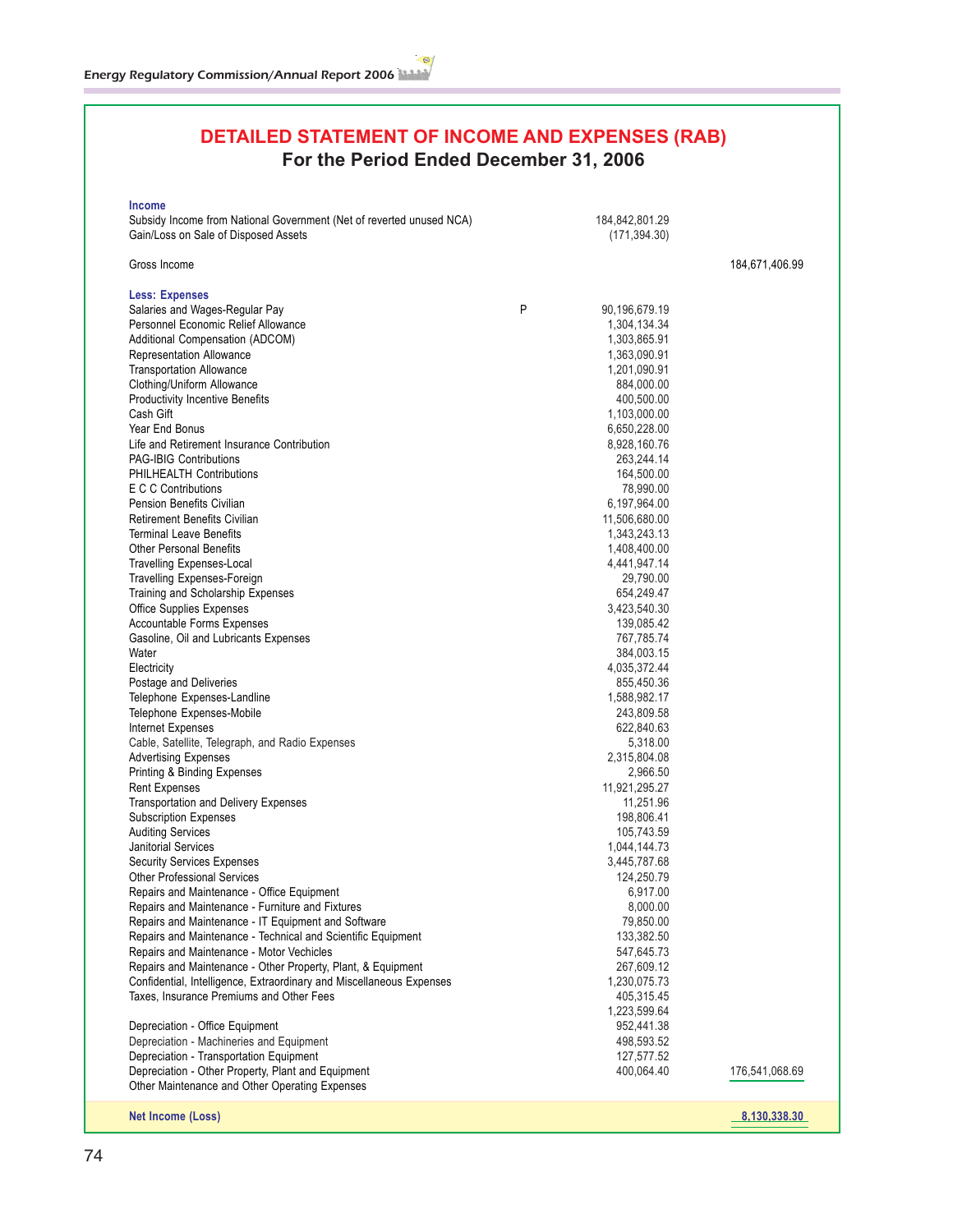## DETAILED STATEMENT OF INCOME AND EXPENSES (RAB)

### For the Period Ended December 31, 2006

| | | | |
|---|---|---|---|
| **Income** | | | |
| Subsidy Income from National Government (Net of reverted unused NCA) | | 184,842,801.29 | |
| Gain/Loss on Sale of Disposed Assets | | (171,394.30) | |
| Gross Income | | | 184,671,406.99 |
| **Less: Expenses** | | | |
| Salaries and Wages-Regular Pay | P | 90,196,679.19 | |
| Personnel Economic Relief Allowance | | 1,304,134.34 | |
| Additional Compensation (ADCOM) | | 1,303,865.91 | |
| Representation Allowance | | 1,363,090.91 | |
| Transportation Allowance | | 1,201,090.91 | |
| Clothing/Uniform Allowance | | 884,000.00 | |
| Productivity Incentive Benefits | | 400,500.00 | |
| Cash Gift | | 1,103,000.00 | |
| Year End Bonus | | 6,650,228.00 | |
| Life and Retirement Insurance Contribution | | 8,928,160.76 | |
| PAG-IBIG Contributions | | 263,244.14 | |
| PHILHEALTH Contributions | | 164,500.00 | |
| E C C Contributions | | 78,990.00 | |
| Pension Benefits Civilian | | 6,197,964.00 | |
| Retirement Benefits Civilian | | 11,506,680.00 | |
| Terminal Leave Benefits | | 1,343,243.13 | |
| Other Personal Benefits | | 1,408,400.00 | |
| Travelling Expenses-Local | | 4,441,947.14 | |
| Travelling Expenses-Foreign | | 29,790.00 | |
| Training and Scholarship Expenses | | 654,249.47 | |
| Office Supplies Expenses | | 3,423,540.30 | |
| Accountable Forms Expenses | | 139,085.42 | |
| Gasoline, Oil and Lubricants Expenses | | 767,785.74 | |
| Water | | 384,003.15 | |
| Electricity | | 4,035,372.44 | |
| Postage and Deliveries | | 855,450.36 | |
| Telephone Expenses-Landline | | 1,588,982.17 | |
| Telephone Expenses-Mobile | | 243,809.58 | |
| Internet Expenses | | 622,840.63 | |
| Cable, Satellite, Telegraph, and Radio Expenses | | 5,318.00 | |
| Advertising Expenses | | 2,315,804.08 | |
| Printing & Binding Expenses | | 2,966.50 | |
| Rent Expenses | | 11,921,295.27 | |
| Transportation and Delivery Expenses | | 11,251.96 | |
| Subscription Expenses | | 198,806.41 | |
| Auditing Services | | 105,743.59 | |
| Janitorial Services | | 1,044,144.73 | |
| Security Services Expenses | | 3,445,787.68 | |
| Other Professional Services | | 124,250.79 | |
| Repairs and Maintenance - Office Equipment | | 6,917.00 | |
| Repairs and Maintenance - Furniture and Fixtures | | 8,000.00 | |
| Repairs and Maintenance - IT Equipment and Software | | 79,850.00 | |
| Repairs and Maintenance - Technical and Scientific Equipment | | 133,382.50 | |
| Repairs and Maintenance - Motor Vechicles | | 547,645.73 | |
| Repairs and Maintenance - Other Property, Plant, & Equipment | | 267,609.12 | |
| Confidential, Intelligence, Extraordinary and Miscellaneous Expenses | | 1,230,075.73 | |
| Taxes, Insurance Premiums and Other Fees | | 405,315.45 | |
| | | 1,223,599.64 | |
| Depreciation - Office Equipment | | 952,441.38 | |
| Depreciation - Machineries and Equipment | | 498,593.52 | |
| Depreciation - Transportation Equipment | | 127,577.52 | |
| Depreciation - Other Property, Plant and Equipment | | 400,064.40 | 176,541,068.69 |
| Other Maintenance and Other Operating Expenses | | | |
| **Net Income (Loss)** | | | **8,130,338.30** |